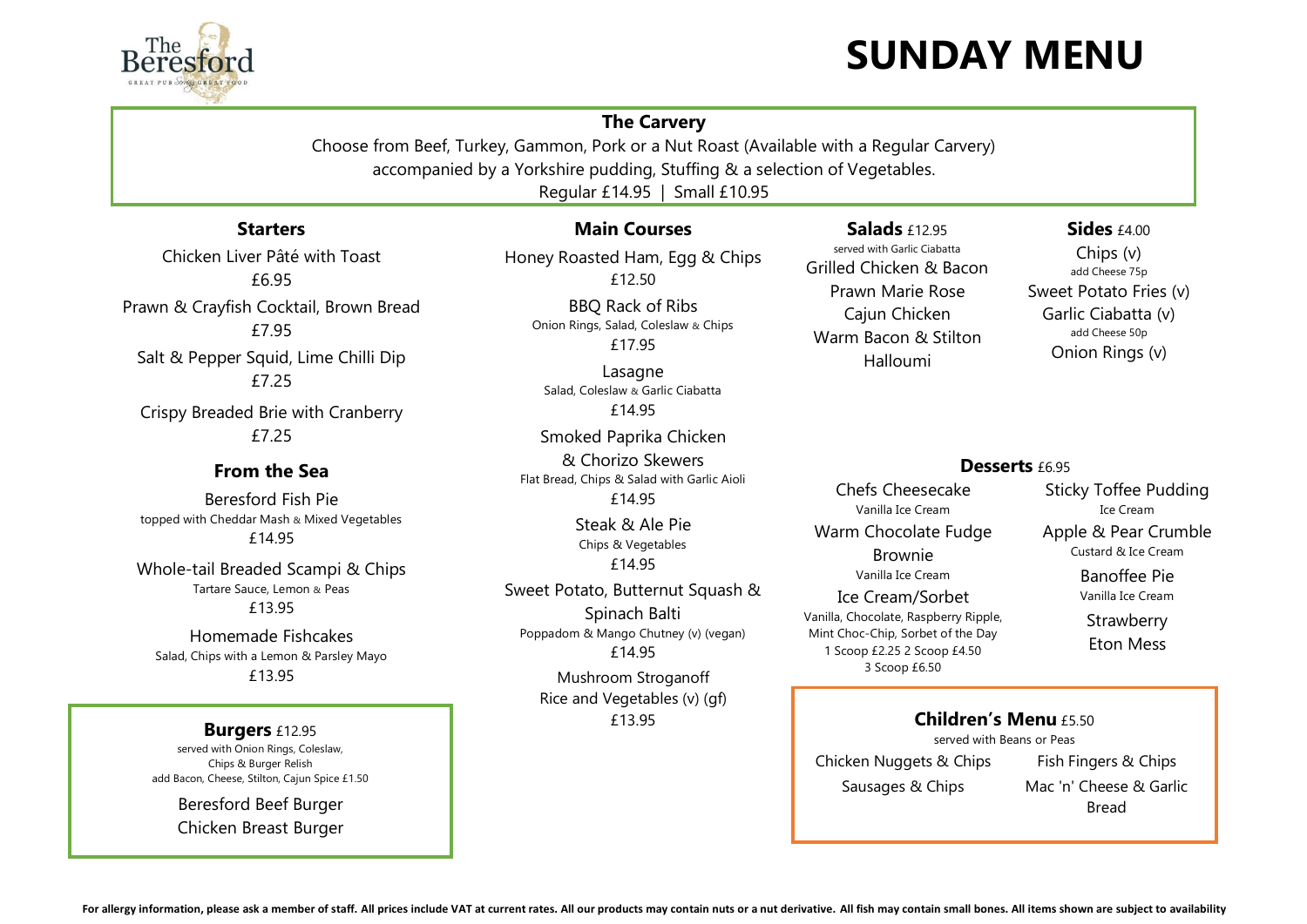The Beresford
GREAT PUB GREAT FOOD

# SUNDAY MENU

## The Carvery

Choose from Beef, Turkey, Gammon, Pork or a Nut Roast (Available with a Regular Carvery) accompanied by a Yorkshire pudding, Stuffing & a selection of Vegetables.

Regular £14.95 | Small £10.95

## Starters

Chicken Liver Pâté with Toast
£6.95

Prawn & Crayfish Cocktail, Brown Bread
£7.95

Salt & Pepper Squid, Lime Chilli Dip
£7.25

Crispy Breaded Brie with Cranberry
£7.25

## From the Sea

Beresford Fish Pie
topped with Cheddar Mash & Mixed Vegetables
£14.95

Whole-tail Breaded Scampi & Chips
Tartare Sauce, Lemon & Peas
£13.95

Homemade Fishcakes
Salad, Chips with a Lemon & Parsley Mayo
£13.95

## Burgers £12.95

served with Onion Rings, Coleslaw, Chips & Burger Relish
add Bacon, Cheese, Stilton, Cajun Spice £1.50

Beresford Beef Burger
Chicken Breast Burger

## Main Courses

Honey Roasted Ham, Egg & Chips
£12.50

BBQ Rack of Ribs
Onion Rings, Salad, Coleslaw & Chips
£17.95

Lasagne
Salad, Coleslaw & Garlic Ciabatta
£14.95

Smoked Paprika Chicken & Chorizo Skewers
Flat Bread, Chips & Salad with Garlic Aioli
£14.95

Steak & Ale Pie
Chips & Vegetables
£14.95

Sweet Potato, Butternut Squash & Spinach Balti
Poppadom & Mango Chutney (v) (vegan)
£14.95

Mushroom Stroganoff
Rice and Vegetables (v) (gf)
£13.95

## Salads £12.95

served with Garlic Ciabatta

Grilled Chicken & Bacon
Prawn Marie Rose
Cajun Chicken
Warm Bacon & Stilton
Halloumi

## Sides £4.00

Chips (v)
add Cheese 75p
Sweet Potato Fries (v)
Garlic Ciabatta (v)
add Cheese 50p
Onion Rings (v)

## Desserts £6.95

Chefs Cheesecake
Vanilla Ice Cream

Warm Chocolate Fudge Brownie
Vanilla Ice Cream

Ice Cream/Sorbet
Vanilla, Chocolate, Raspberry Ripple, Mint Choc-Chip, Sorbet of the Day
1 Scoop £2.25 2 Scoop £4.50
3 Scoop £6.50

Sticky Toffee Pudding
Ice Cream

Apple & Pear Crumble
Custard & Ice Cream

Banoffee Pie
Vanilla Ice Cream

Strawberry Eton Mess

## Children's Menu £5.50

served with Beans or Peas

Chicken Nuggets & Chips
Sausages & Chips
Fish Fingers & Chips
Mac 'n' Cheese & Garlic Bread

**For allergy information, please ask a member of staff. All prices include VAT at current rates. All our products may contain nuts or a nut derivative. All fish may contain small bones. All items shown are subject to availability**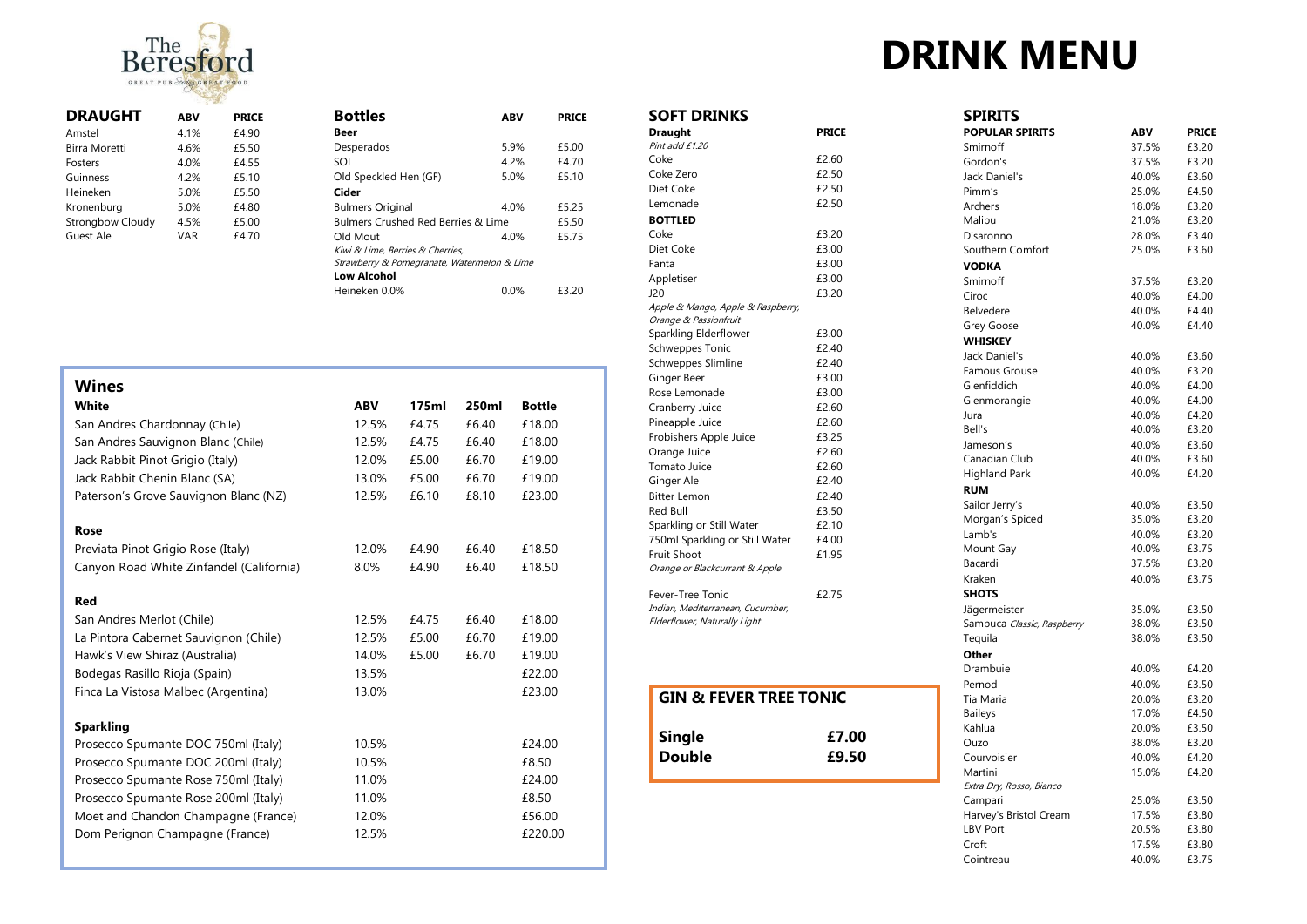# DRINK MENU

The Beresford
GREAT PUB GREAT FOOD

## DRAUGHT

| DRAUGHT | ABV | PRICE |
|---|---|---|
| Amstel | 4.1% | £4.90 |
| Birra Moretti | 4.6% | £5.50 |
| Fosters | 4.0% | £4.55 |
| Guinness | 4.2% | £5.10 |
| Heineken | 5.0% | £5.50 |
| Kronenburg | 5.0% | £4.80 |
| Strongbow Cloudy | 4.5% | £5.00 |
| Guest Ale | VAR | £4.70 |

## Bottles

| Bottles | ABV | PRICE |
|---|---|---|
| **Beer** | | |
| Desperados | 5.9% | £5.00 |
| SOL | 4.2% | £4.70 |
| Old Speckled Hen (GF) | 5.0% | £5.10 |
| **Cider** | | |
| Bulmers Original | 4.0% | £5.25 |
| Bulmers Crushed Red Berries & Lime | | £5.50 |
| Old Mout | 4.0% | £5.75 |
| *Kiwi & Lime, Berries & Cherries, Strawberry & Pomegranate, Watermelon & Lime* | | |
| **Low Alcohol** | | |
| Heineken 0.0% | 0.0% | £3.20 |

## Wines

| White | ABV | 175ml | 250ml | Bottle |
|---|---|---|---|---|
| San Andres Chardonnay (Chile) | 12.5% | £4.75 | £6.40 | £18.00 |
| San Andres Sauvignon Blanc (Chile) | 12.5% | £4.75 | £6.40 | £18.00 |
| Jack Rabbit Pinot Grigio (Italy) | 12.0% | £5.00 | £6.70 | £19.00 |
| Jack Rabbit Chenin Blanc (SA) | 13.0% | £5.00 | £6.70 | £19.00 |
| Paterson's Grove Sauvignon Blanc (NZ) | 12.5% | £6.10 | £8.10 | £23.00 |
| **Rose** | | | | |
| Previata Pinot Grigio Rose (Italy) | 12.0% | £4.90 | £6.40 | £18.50 |
| Canyon Road White Zinfandel (California) | 8.0% | £4.90 | £6.40 | £18.50 |
| **Red** | | | | |
| San Andres Merlot (Chile) | 12.5% | £4.75 | £6.40 | £18.00 |
| La Pintora Cabernet Sauvignon (Chile) | 12.5% | £5.00 | £6.70 | £19.00 |
| Hawk's View Shiraz (Australia) | 14.0% | £5.00 | £6.70 | £19.00 |
| Bodegas Rasillo Rioja (Spain) | 13.5% | | | £22.00 |
| Finca La Vistosa Malbec (Argentina) | 13.0% | | | £23.00 |
| **Sparkling** | | | | |
| Prosecco Spumante DOC 750ml (Italy) | 10.5% | | | £24.00 |
| Prosecco Spumante DOC 200ml (Italy) | 10.5% | | | £8.50 |
| Prosecco Spumante Rose 750ml (Italy) | 11.0% | | | £24.00 |
| Prosecco Spumante Rose 200ml (Italy) | 11.0% | | | £8.50 |
| Moet and Chandon Champagne (France) | 12.0% | | | £56.00 |
| Dom Perignon Champagne (France) | 12.5% | | | £220.00 |

## SOFT DRINKS

| Draught | PRICE |
|---|---|
| *Pint add £1.20* | |
| Coke | £2.60 |
| Coke Zero | £2.50 |
| Diet Coke | £2.50 |
| Lemonade | £2.50 |
| **BOTTLED** | |
| Coke | £3.20 |
| Diet Coke | £3.00 |
| Fanta | £3.00 |
| Appletiser | £3.00 |
| J20 | £3.20 |
| *Apple & Mango, Apple & Raspberry, Orange & Passionfruit* | |
| Sparkling Elderflower | £3.00 |
| Schweppes Tonic | £2.40 |
| Schweppes Slimline | £2.40 |
| Ginger Beer | £3.00 |
| Rose Lemonade | £3.00 |
| Cranberry Juice | £2.60 |
| Pineapple Juice | £2.60 |
| Frobishers Apple Juice | £3.25 |
| Orange Juice | £2.60 |
| Tomato Juice | £2.60 |
| Ginger Ale | £2.40 |
| Bitter Lemon | £2.40 |
| Red Bull | £3.50 |
| Sparkling or Still Water | £2.10 |
| 750ml Sparkling or Still Water | £4.00 |
| Fruit Shoot | £1.95 |
| *Orange or Blackcurrant & Apple* | |
| Fever-Tree Tonic | £2.75 |
| *Indian, Mediterranean, Cucumber, Elderflower, Naturally Light* | |

## GIN & FEVER TREE TONIC

| | |
|---|---|
| **Single** | **£7.00** |
| **Double** | **£9.50** |

## SPIRITS

| POPULAR SPIRITS | ABV | PRICE |
|---|---|---|
| Smirnoff | 37.5% | £3.20 |
| Gordon's | 37.5% | £3.20 |
| Jack Daniel's | 40.0% | £3.60 |
| Pimm's | 25.0% | £4.50 |
| Archers | 18.0% | £3.20 |
| Malibu | 21.0% | £3.20 |
| Disaronno | 28.0% | £3.40 |
| Southern Comfort | 25.0% | £3.60 |
| **VODKA** | | |
| Smirnoff | 37.5% | £3.20 |
| Ciroc | 40.0% | £4.00 |
| Belvedere | 40.0% | £4.40 |
| Grey Goose | 40.0% | £4.40 |
| **WHISKEY** | | |
| Jack Daniel's | 40.0% | £3.60 |
| Famous Grouse | 40.0% | £3.20 |
| Glenfiddich | 40.0% | £4.00 |
| Glenmorangie | 40.0% | £4.00 |
| Jura | 40.0% | £4.20 |
| Bell's | 40.0% | £3.20 |
| Jameson's | 40.0% | £3.60 |
| Canadian Club | 40.0% | £3.60 |
| Highland Park | 40.0% | £4.20 |
| **RUM** | | |
| Sailor Jerry's | 40.0% | £3.50 |
| Morgan's Spiced | 35.0% | £3.20 |
| Lamb's | 40.0% | £3.20 |
| Mount Gay | 40.0% | £3.75 |
| Bacardi | 37.5% | £3.20 |
| Kraken | 40.0% | £3.75 |
| **SHOTS** | | |
| Jägermeister | 35.0% | £3.50 |
| Sambuca *Classic, Raspberry* | 38.0% | £3.50 |
| Tequila | 38.0% | £3.50 |
| **Other** | | |
| Drambuie | 40.0% | £4.20 |
| Pernod | 40.0% | £3.50 |
| Tia Maria | 20.0% | £3.20 |
| Baileys | 17.0% | £4.50 |
| Kahlua | 20.0% | £3.50 |
| Ouzo | 38.0% | £3.20 |
| Courvoisier | 40.0% | £4.20 |
| Martini | 15.0% | £4.20 |
| *Extra Dry, Rosso, Bianco* | | |
| Campari | 25.0% | £3.50 |
| Harvey's Bristol Cream | 17.5% | £3.80 |
| LBV Port | 20.5% | £3.80 |
| Croft | 17.5% | £3.80 |
| Cointreau | 40.0% | £3.75 |